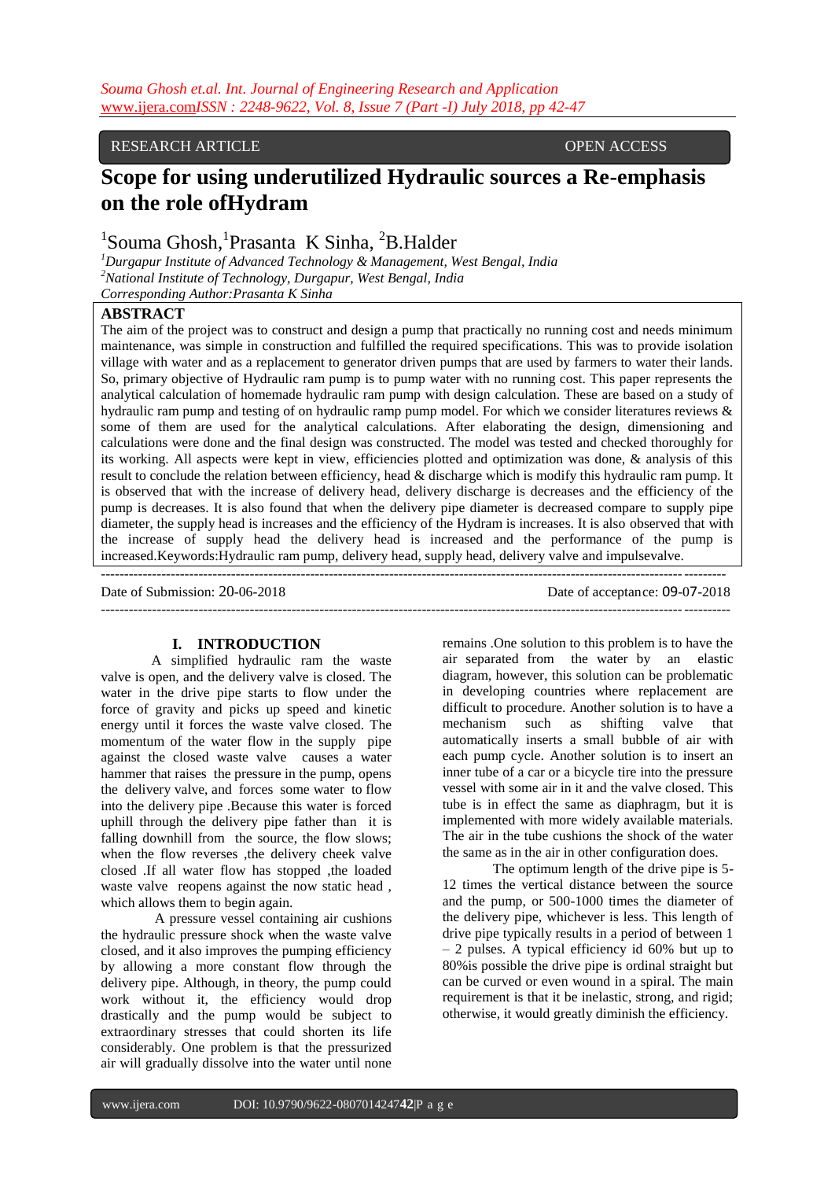RESEARCH ARTICLE OPEN ACCESS

# Scope for using underutilized Hydraulic sources a Re-emphasis on the role ofHydram

[1]Souma Ghosh,[1]Prasanta K Sinha, [2]B.Halder

*[1]Durgapur Institute of Advanced Technology & Management, West Bengal, India*
*[2]National Institute of Technology, Durgapur, West Bengal, India*
*Corresponding Author:Prasanta K Sinha*

## ABSTRACT

The aim of the project was to construct and design a pump that practically no running cost and needs minimum maintenance, was simple in construction and fulfilled the required specifications. This was to provide isolation village with water and as a replacement to generator driven pumps that are used by farmers to water their lands. So, primary objective of Hydraulic ram pump is to pump water with no running cost. This paper represents the analytical calculation of homemade hydraulic ram pump with design calculation. These are based on a study of hydraulic ram pump and testing of on hydraulic ramp pump model. For which we consider literatures reviews & some of them are used for the analytical calculations. After elaborating the design, dimensioning and calculations were done and the final design was constructed. The model was tested and checked thoroughly for its working. All aspects were kept in view, efficiencies plotted and optimization was done, & analysis of this result to conclude the relation between efficiency, head & discharge which is modify this hydraulic ram pump. It is observed that with the increase of delivery head, delivery discharge is decreases and the efficiency of the pump is decreases. It is also found that when the delivery pipe diameter is decreased compare to supply pipe diameter, the supply head is increases and the efficiency of the Hydram is increases. It is also observed that with the increase of supply head the delivery head is increased and the performance of the pump is increased.Keywords:Hydraulic ram pump, delivery head, supply head, delivery valve and impulsevalve.

---

Date of Submission: 20-06-2018 Date of acceptance: 09-07-2018

---

## I. INTRODUCTION

A simplified hydraulic ram the waste valve is open, and the delivery valve is closed. The water in the drive pipe starts to flow under the force of gravity and picks up speed and kinetic energy until it forces the waste valve closed. The momentum of the water flow in the supply pipe against the closed waste valve causes a water hammer that raises the pressure in the pump, opens the delivery valve, and forces some water to flow into the delivery pipe .Because this water is forced uphill through the delivery pipe father than it is falling downhill from the source, the flow slows; when the flow reverses ,the delivery cheek valve closed .If all water flow has stopped ,the loaded waste valve reopens against the now static head , which allows them to begin again.

A pressure vessel containing air cushions the hydraulic pressure shock when the waste valve closed, and it also improves the pumping efficiency by allowing a more constant flow through the delivery pipe. Although, in theory, the pump could work without it, the efficiency would drop drastically and the pump would be subject to extraordinary stresses that could shorten its life considerably. One problem is that the pressurized air will gradually dissolve into the water until none remains .One solution to this problem is to have the air separated from the water by an elastic diagram, however, this solution can be problematic in developing countries where replacement are difficult to procedure. Another solution is to have a mechanism such as shifting valve that automatically inserts a small bubble of air with each pump cycle. Another solution is to insert an inner tube of a car or a bicycle tire into the pressure vessel with some air in it and the valve closed. This tube is in effect the same as diaphragm, but it is implemented with more widely available materials. The air in the tube cushions the shock of the water the same as in the air in other configuration does.

The optimum length of the drive pipe is 5-12 times the vertical distance between the source and the pump, or 500-1000 times the diameter of the delivery pipe, whichever is less. This length of drive pipe typically results in a period of between 1 – 2 pulses. A typical efficiency id 60% but up to 80%is possible the drive pipe is ordinal straight but can be curved or even wound in a spiral. The main requirement is that it be inelastic, strong, and rigid; otherwise, it would greatly diminish the efficiency.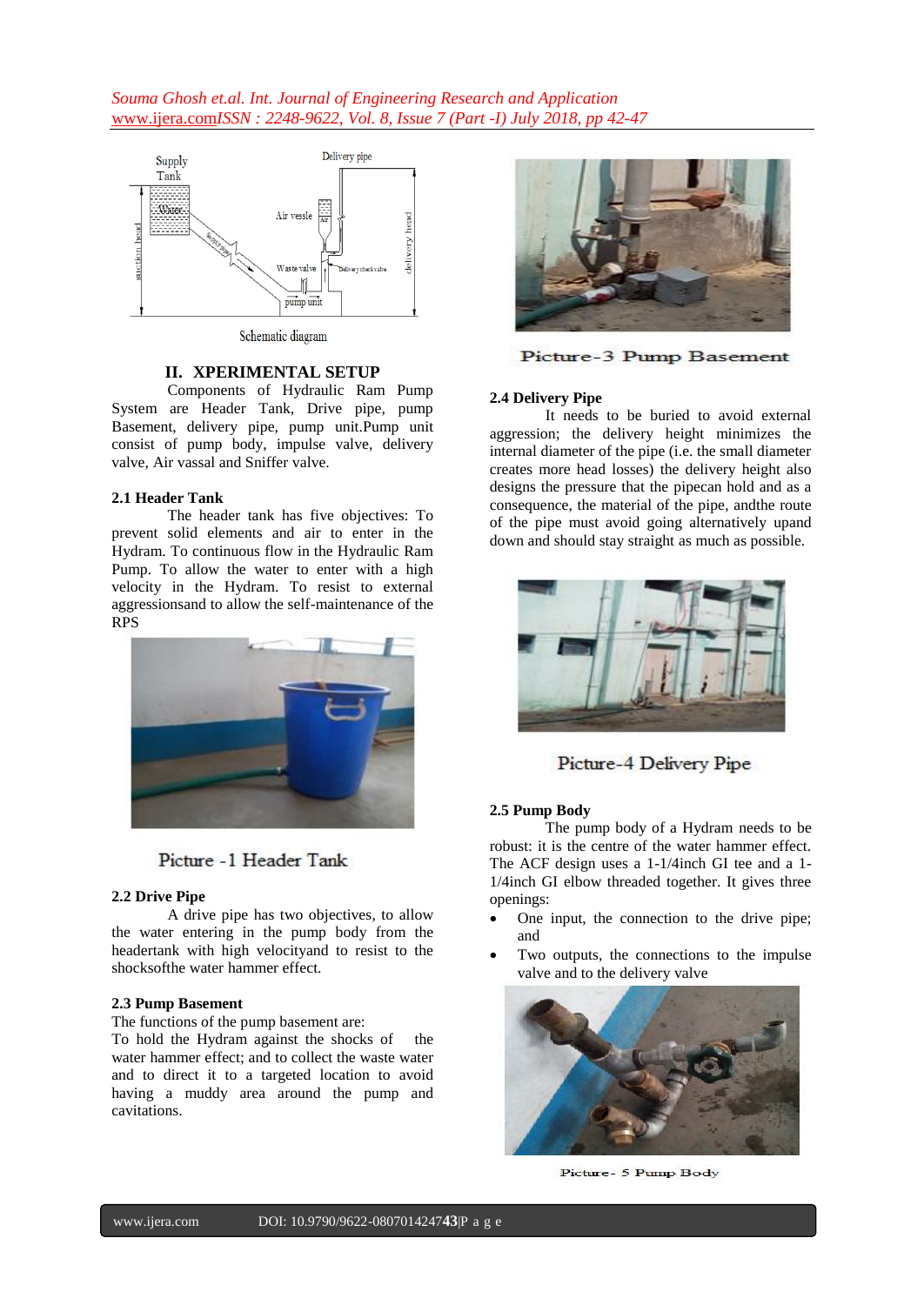Schematic diagram

## II. XPERIMENTAL SETUP

Components of Hydraulic Ram Pump System are Header Tank, Drive pipe, pump Basement, delivery pipe, pump unit.Pump unit consist of pump body, impulse valve, delivery valve, Air vassal and Sniffer valve.

### 2.1 Header Tank

The header tank has five objectives: To prevent solid elements and air to enter in the Hydram. To continuous flow in the Hydraulic Ram Pump. To allow the water to enter with a high velocity in the Hydram. To resist to external aggressionsand to allow the self-maintenance of the RPS

Picture -1 Header Tank

### 2.2 Drive Pipe

A drive pipe has two objectives, to allow the water entering in the pump body from the headertank with high velocityand to resist to the shocksofthe water hammer effect.

### 2.3 Pump Basement

The functions of the pump basement are:
To hold the Hydram against the shocks of the water hammer effect; and to collect the waste water and to direct it to a targeted location to avoid having a muddy area around the pump and cavitations.

Picture-3 Pump Basement

### 2.4 Delivery Pipe

It needs to be buried to avoid external aggression; the delivery height minimizes the internal diameter of the pipe (i.e. the small diameter creates more head losses) the delivery height also designs the pressure that the pipecan hold and as a consequence, the material of the pipe, andthe route of the pipe must avoid going alternatively upand down and should stay straight as much as possible.

Picture-4 Delivery Pipe

### 2.5 Pump Body

The pump body of a Hydram needs to be robust: it is the centre of the water hammer effect. The ACF design uses a 1-1/4inch GI tee and a 1-1/4inch GI elbow threaded together. It gives three openings:

- One input, the connection to the drive pipe; and
- Two outputs, the connections to the impulse valve and to the delivery valve

Picture- 5 Pump Body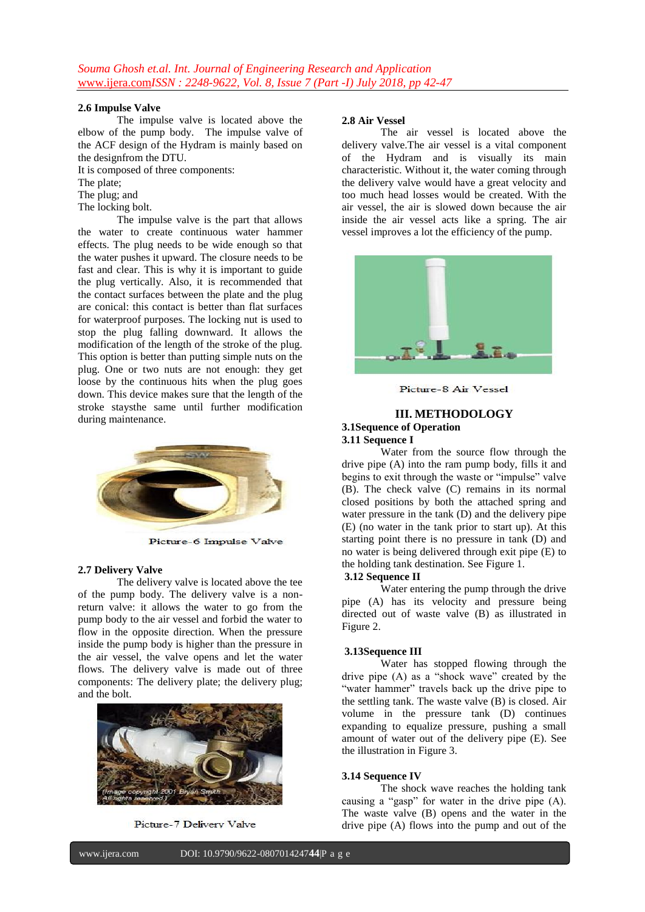### 2.6 Impulse Valve

The impulse valve is located above the elbow of the pump body. The impulse valve of the ACF design of the Hydram is mainly based on the designfrom the DTU.

It is composed of three components:

The plate;

The plug; and

The locking bolt.

The impulse valve is the part that allows the water to create continuous water hammer effects. The plug needs to be wide enough so that the water pushes it upward. The closure needs to be fast and clear. This is why it is important to guide the plug vertically. Also, it is recommended that the contact surfaces between the plate and the plug are conical: this contact is better than flat surfaces for waterproof purposes. The locking nut is used to stop the plug falling downward. It allows the modification of the length of the stroke of the plug. This option is better than putting simple nuts on the plug. One or two nuts are not enough: they get loose by the continuous hits when the plug goes down. This device makes sure that the length of the stroke staysthe same until further modification during maintenance.

Picture-6 Impulse Valve

### 2.7 Delivery Valve

The delivery valve is located above the tee of the pump body. The delivery valve is a non-return valve: it allows the water to go from the pump body to the air vessel and forbid the water to flow in the opposite direction. When the pressure inside the pump body is higher than the pressure in the air vessel, the valve opens and let the water flows. The delivery valve is made out of three components: The delivery plate; the delivery plug; and the bolt.

Picture-7 Delivery Valve

### 2.8 Air Vessel

The air vessel is located above the delivery valve.The air vessel is a vital component of the Hydram and is visually its main characteristic. Without it, the water coming through the delivery valve would have a great velocity and too much head losses would be created. With the air vessel, the air is slowed down because the air inside the air vessel acts like a spring. The air vessel improves a lot the efficiency of the pump.

Picture-8 Air Vessel

## III. METHODOLOGY

### 3.1Sequence of Operation

### 3.11 Sequence I

Water from the source flow through the drive pipe (A) into the ram pump body, fills it and begins to exit through the waste or "impulse" valve (B). The check valve (C) remains in its normal closed positions by both the attached spring and water pressure in the tank (D) and the delivery pipe (E) (no water in the tank prior to start up). At this starting point there is no pressure in tank (D) and no water is being delivered through exit pipe (E) to the holding tank destination. See Figure 1.

### 3.12 Sequence II

Water entering the pump through the drive pipe (A) has its velocity and pressure being directed out of waste valve (B) as illustrated in Figure 2.

### 3.13Sequence III

Water has stopped flowing through the drive pipe (A) as a "shock wave" created by the "water hammer" travels back up the drive pipe to the settling tank. The waste valve (B) is closed. Air volume in the pressure tank (D) continues expanding to equalize pressure, pushing a small amount of water out of the delivery pipe (E). See the illustration in Figure 3.

### 3.14 Sequence IV

The shock wave reaches the holding tank causing a "gasp" for water in the drive pipe (A). The waste valve (B) opens and the water in the drive pipe (A) flows into the pump and out of the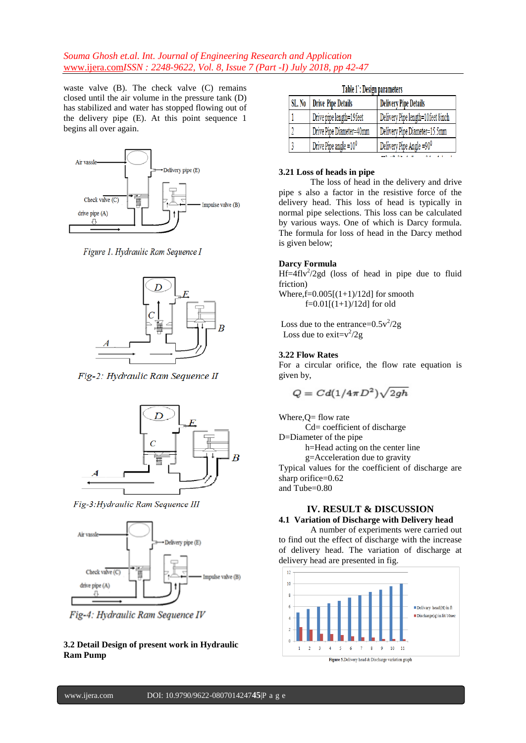waste valve (B). The check valve (C) remains closed until the air volume in the pressure tank (D) has stabilized and water has stopped flowing out of the delivery pipe (E). At this point sequence 1 begins all over again.

*Figure 1. Hydraulic Ram Sequence I*

*Fig-2: Hydraulic Ram Sequence II*

*Fig-3:Hydraulic Ram Sequence III*

*Fig-4: Hydraulic Ram Sequence IV*

**3.2 Detail Design of present work in Hydraulic Ram Pump**

Table 1: Design parameters

| SL. No | Drive Pipe Details | Delivery Pipe Details |
|---|---|---|
| 1 | Drive pipe length=19feet | Delivery Pipe length=10feet 8inch |
| 2 | Drive Pipe Diameter=40mm | Delivery Pipe Diameter=15.5mm |
| 3 | Drive Pipe angle =10$^0$ | Delivery Pipe Angle =90$^0$ |

### 3.21 Loss of heads in pipe

The loss of head in the delivery and drive pipe s also a factor in the resistive force of the delivery head. This loss of head is typically in normal pipe selections. This loss can be calculated by various ways. One of which is Darcy formula. The formula for loss of head in the Darcy method is given below;

**Darcy Formula**

$Hf=4flv^2/2gd$ (loss of head in pipe due to fluid friction)

Where, $f=0.005[(1+1)/12d]$ for smooth

$f=0.01[(1+1)/12d]$ for old

Loss due to the entrance$=0.5v^2/2g$

Loss due to exit$=v^2/2g$

### 3.22 Flow Rates

For a circular orifice, the flow rate equation is given by,

$$Q = Cd(1/4\pi D^2)\sqrt{2gh}$$

Where, Q= flow rate

Cd= coefficient of discharge

D=Diameter of the pipe

h=Head acting on the center line

g=Acceleration due to gravity

Typical values for the coefficient of discharge are sharp orifice=0.62

and Tube=0.80

## IV. RESULT & DISCUSSION

### 4.1 Variation of Discharge with Delivery head

A number of experiments were carried out to find out the effect of discharge with the increase of delivery head. The variation of discharge at delivery head are presented in fig.

**Figure 5.**Delivery head & Discharge variation graph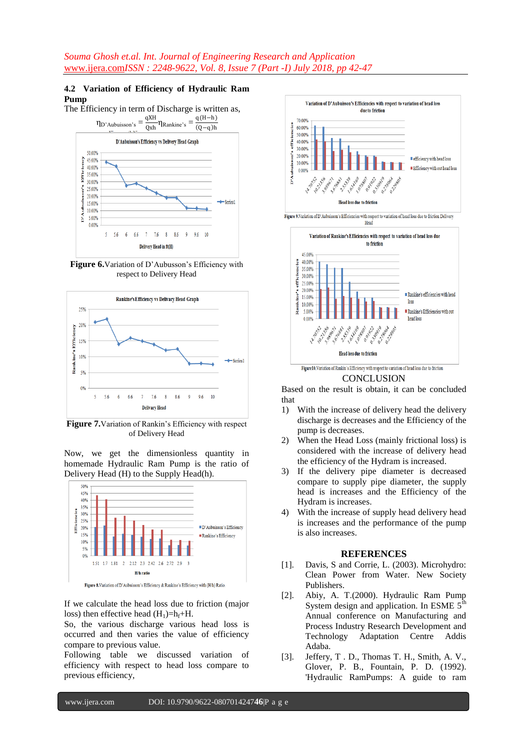### 4.2 Variation of Efficiency of Hydraulic Ram Pump

The Efficiency in term of Discharge is written as,

$$\eta_{D'Aubuisson's} = \frac{qXH}{Qxh} \quad \eta_{Rankine's} = \frac{q(H-h)}{(Q-q)h}$$

**Figure 6.** Variation of D'Aubusson's Efficiency with respect to Delivery Head

**Figure 7.** Variation of Rankin's Efficiency with respect of Delivery Head

Now, we get the dimensionless quantity in homemade Hydraulic Ram Pump is the ratio of Delivery Head (H) to the Supply Head(h).

Figure 8. Variation of D'Aubuisson's Efficiency & Rankine's Efficiency with (H/h) Ratio.

If we calculate the head loss due to friction (major loss) then effective head $(H_1)=h_f+H$.

So, the various discharge various head loss is occurred and then varies the value of efficiency compare to previous value.

Following table we discussed variation of efficiency with respect to head loss compare to previous efficiency,

Figure 9. Variation of D'Aubuisson's Efficiencies with respect to variation of head loss due to friction Delivery Head

Figure 10. Variation of Rankin's Efficiency with respect to variation of head loss due to friction

## CONCLUSION

Based on the result is obtain, it can be concluded that

1) With the increase of delivery head the delivery discharge is decreases and the Efficiency of the pump is decreases.
2) When the Head Loss (mainly frictional loss) is considered with the increase of delivery head the efficiency of the Hydram is increased.
3) If the delivery pipe diameter is decreased compare to supply pipe diameter, the supply head is increases and the Efficiency of the Hydram is increases.
4) With the increase of supply head delivery head is increases and the performance of the pump is also increases.

## REFERENCES

[1]. Davis, S and Corrie, L. (2003). Microhydro: Clean Power from Water. New Society Publishers.

[2]. Abiy, A. T.(2000). Hydraulic Ram Pump System design and application. In ESME 5th Annual conference on Manufacturing and Process Industry Research Development and Technology Adaptation Centre Addis Adaba.

[3]. Jeffery, T . D., Thomas T. H., Smith, A. V., Glover, P. B., Fountain, P. D. (1992). 'Hydraulic RamPumps: A guide to ram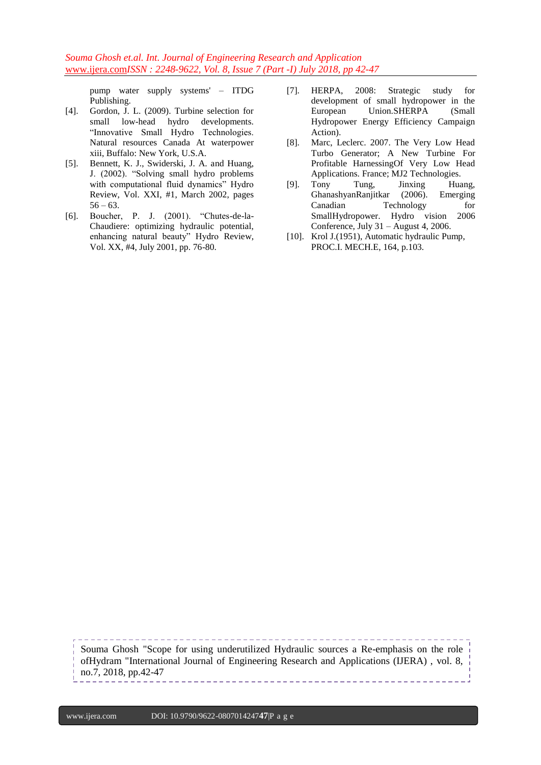pump water supply systems' – ITDG Publishing.

[4]. Gordon, J. L. (2009). Turbine selection for small low-head hydro developments. "Innovative Small Hydro Technologies. Natural resources Canada At waterpower xiii, Buffalo: New York, U.S.A.

[5]. Bennett, K. J., Swiderski, J. A. and Huang, J. (2002). "Solving small hydro problems with computational fluid dynamics" Hydro Review, Vol. XXI, #1, March 2002, pages 56 – 63.

[6]. Boucher, P. J. (2001). "Chutes-de-la-Chaudiere: optimizing hydraulic potential, enhancing natural beauty" Hydro Review, Vol. XX, #4, July 2001, pp. 76-80.

[7]. HERPA, 2008: Strategic study for development of small hydropower in the European Union.SHERPA (Small Hydropower Energy Efficiency Campaign Action).

[8]. Marc, Leclerc. 2007. The Very Low Head Turbo Generator; A New Turbine For Profitable HarnessingOf Very Low Head Applications. France; MJ2 Technologies.

[9]. Tony Tung, Jinxing Huang, GhanashyanRanjitkar (2006). Emerging Canadian Technology for SmallHydropower. Hydro vision 2006 Conference, July 31 – August 4, 2006.

[10]. Krol J.(1951), Automatic hydraulic Pump, PROC.I. MECH.E, 164, p.103.

Souma Ghosh "Scope for using underutilized Hydraulic sources a Re-emphasis on the role ofHydram "International Journal of Engineering Research and Applications (IJERA) , vol. 8, no.7, 2018, pp.42-47